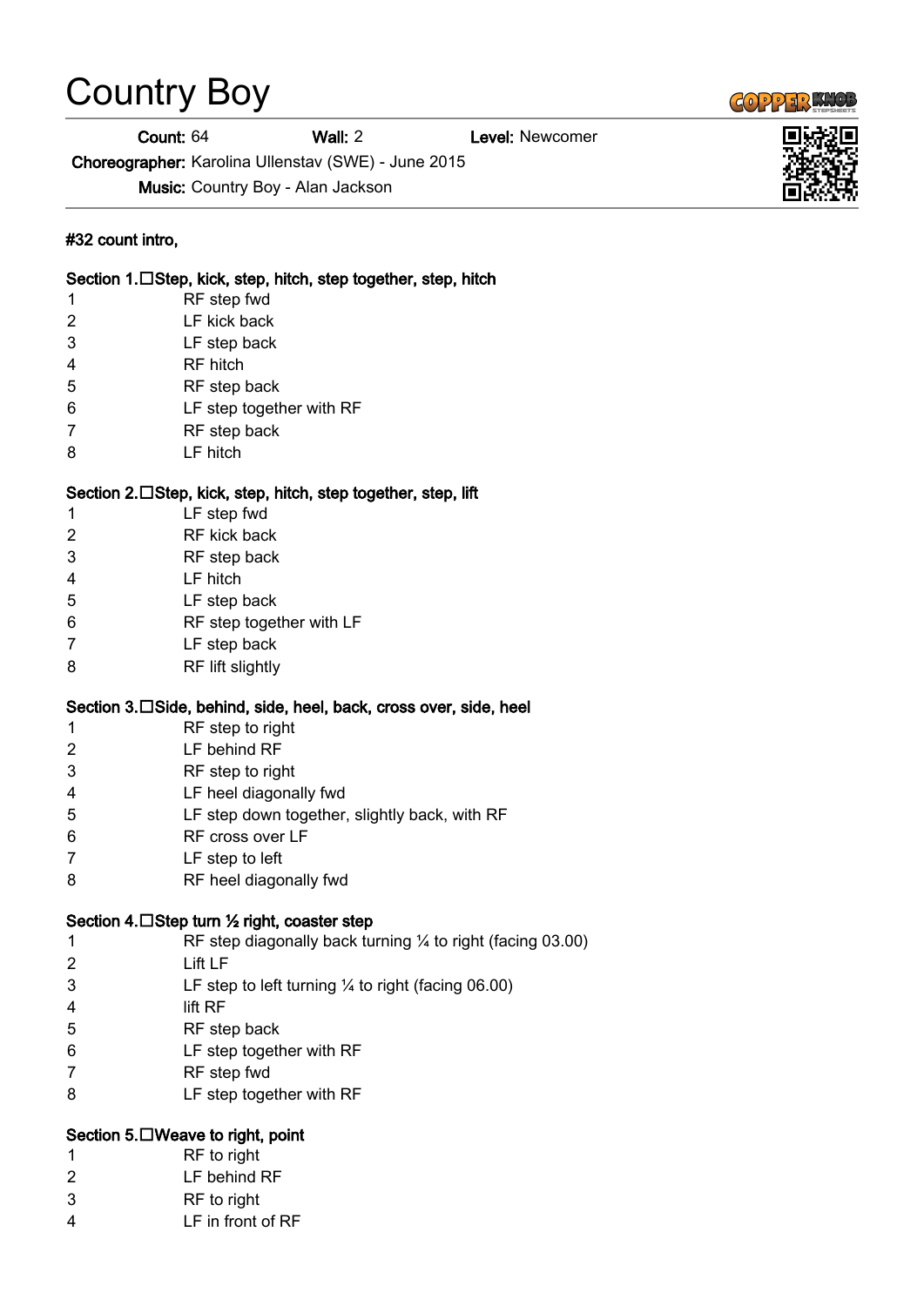# Country Boy

**Count:** 64 **Wall:** 2 **Level:** Newcomer

**Choreographer:** Karolina Ullenstav (SWE) - June 2015

**Music:** Country Boy - Alan Jackson

**#32 count intro,**

**Section 1. Step, kick, step, hitch, step together, step, hitch**

1 RF step fwd
2 LF kick back
3 LF step back
4 RF hitch
5 RF step back
6 LF step together with RF
7 RF step back
8 LF hitch

**Section 2. Step, kick, step, hitch, step together, step, lift**

1 LF step fwd
2 RF kick back
3 RF step back
4 LF hitch
5 LF step back
6 RF step together with LF
7 LF step back
8 RF lift slightly

**Section 3. Side, behind, side, heel, back, cross over, side, heel**

1 RF step to right
2 LF behind RF
3 RF step to right
4 LF heel diagonally fwd
5 LF step down together, slightly back, with RF
6 RF cross over LF
7 LF step to left
8 RF heel diagonally fwd

**Section 4. Step turn ½ right, coaster step**

1 RF step diagonally back turning ¼ to right (facing 03.00)
2 Lift LF
3 LF step to left turning ¼ to right (facing 06.00)
4 lift RF
5 RF step back
6 LF step together with RF
7 RF step fwd
8 LF step together with RF

**Section 5. Weave to right, point**

1 RF to right
2 LF behind RF
3 RF to right
4 LF in front of RF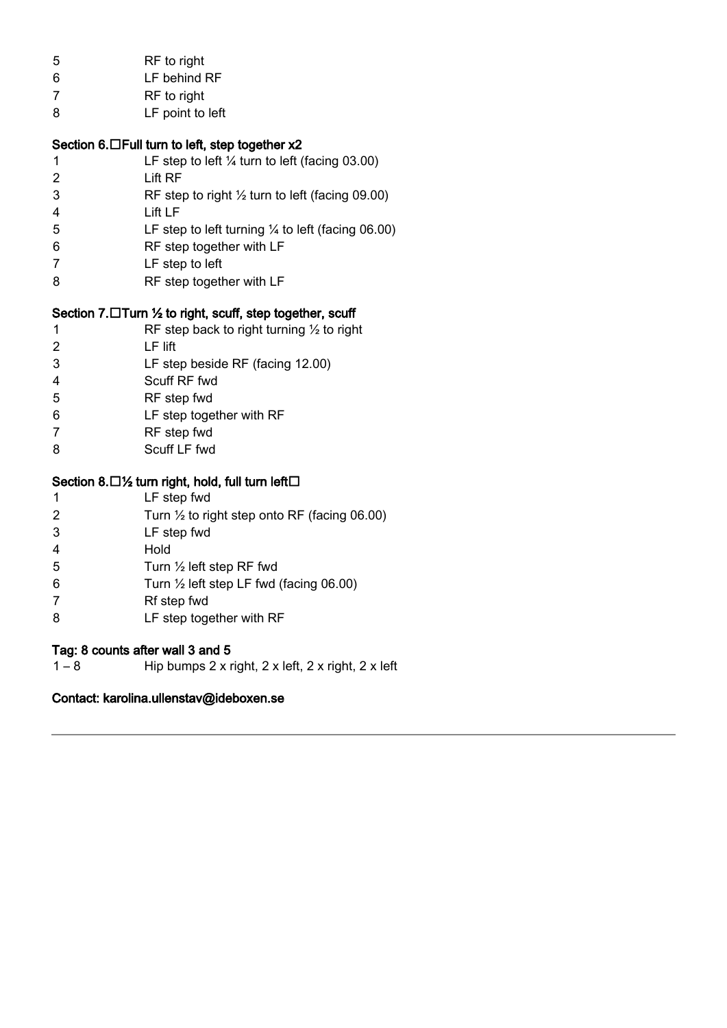| | |
|---|---|
| 5 | RF to right |
| 6 | LF behind RF |
| 7 | RF to right |
| 8 | LF point to left |

**Section 6. Full turn to left, step together x2**

| | |
|---|---|
| 1 | LF step to left ¼ turn to left (facing 03.00) |
| 2 | Lift RF |
| 3 | RF step to right ½ turn to left (facing 09.00) |
| 4 | Lift LF |
| 5 | LF step to left turning ¼ to left (facing 06.00) |
| 6 | RF step together with LF |
| 7 | LF step to left |
| 8 | RF step together with LF |

**Section 7. Turn ½ to right, scuff, step together, scuff**

| | |
|---|---|
| 1 | RF step back to right turning ½ to right |
| 2 | LF lift |
| 3 | LF step beside RF (facing 12.00) |
| 4 | Scuff RF fwd |
| 5 | RF step fwd |
| 6 | LF step together with RF |
| 7 | RF step fwd |
| 8 | Scuff LF fwd |

**Section 8. ½ turn right, hold, full turn left**

| | |
|---|---|
| 1 | LF step fwd |
| 2 | Turn ½ to right step onto RF (facing 06.00) |
| 3 | LF step fwd |
| 4 | Hold |
| 5 | Turn ½ left step RF fwd |
| 6 | Turn ½ left step LF fwd (facing 06.00) |
| 7 | Rf step fwd |
| 8 | LF step together with RF |

**Tag: 8 counts after wall 3 and 5**

| | |
|---|---|
| 1 – 8 | Hip bumps 2 x right, 2 x left, 2 x right, 2 x left |

**Contact: karolina.ullenstav@ideboxen.se**

---